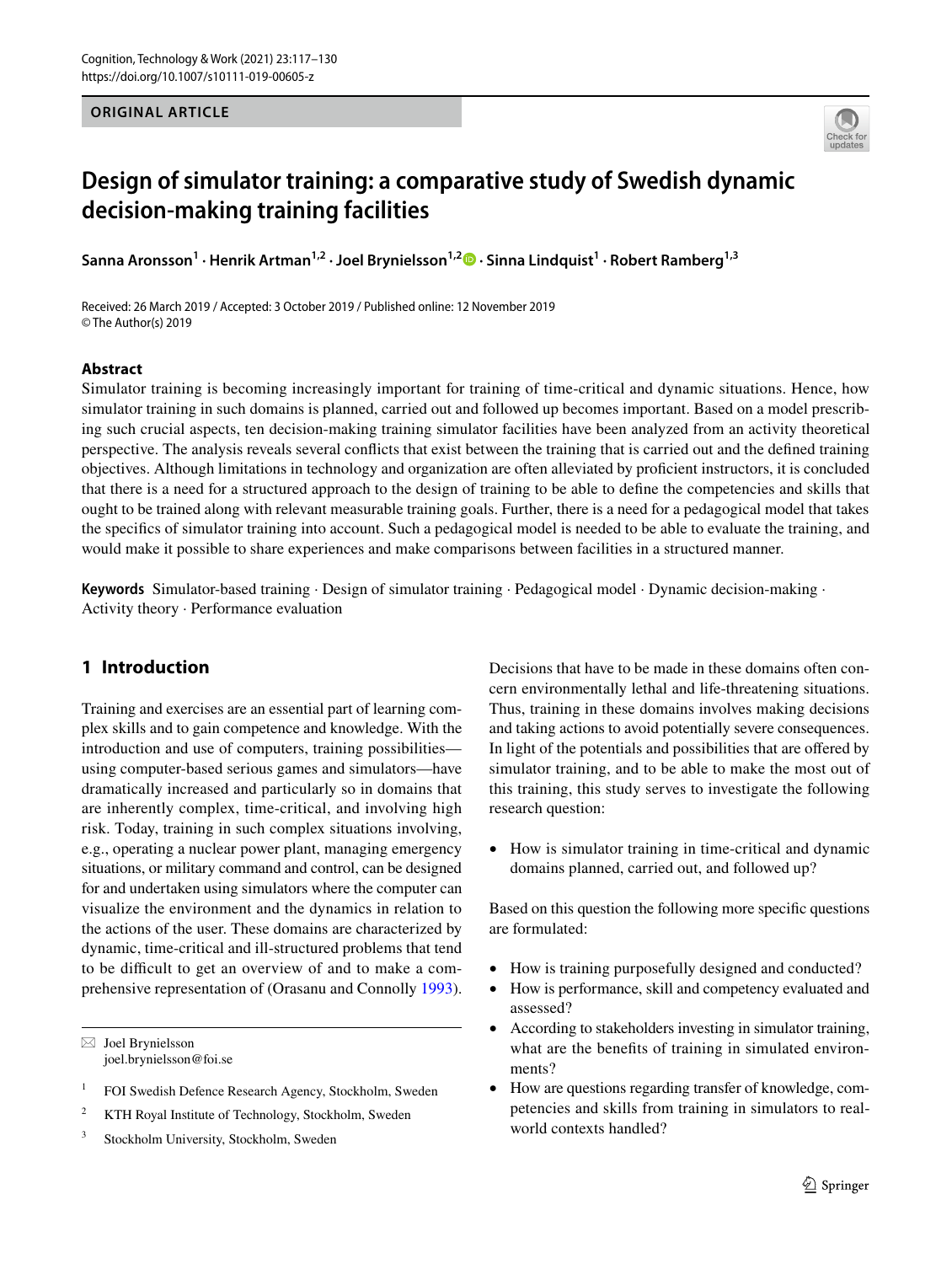ORIGINAL ARTICLE

# Design of simulator training: a comparative study of Swedish dynamic decision-making training facilities

**Sanna Aronsson[1] · Henrik Artman[1,2] · Joel Brynielsson[1,2] · Sinna Lindquist[1] · Robert Ramberg[1,3]**

Received: 26 March 2019 / Accepted: 3 October 2019 / Published online: 12 November 2019
© The Author(s) 2019

## Abstract

Simulator training is becoming increasingly important for training of time-critical and dynamic situations. Hence, how simulator training in such domains is planned, carried out and followed up becomes important. Based on a model prescribing such crucial aspects, ten decision-making training simulator facilities have been analyzed from an activity theoretical perspective. The analysis reveals several conflicts that exist between the training that is carried out and the defined training objectives. Although limitations in technology and organization are often alleviated by proficient instructors, it is concluded that there is a need for a structured approach to the design of training to be able to define the competencies and skills that ought to be trained along with relevant measurable training goals. Further, there is a need for a pedagogical model that takes the specifics of simulator training into account. Such a pedagogical model is needed to be able to evaluate the training, and would make it possible to share experiences and make comparisons between facilities in a structured manner.

**Keywords** Simulator-based training · Design of simulator training · Pedagogical model · Dynamic decision-making · Activity theory · Performance evaluation

## 1 Introduction

Training and exercises are an essential part of learning complex skills and to gain competence and knowledge. With the introduction and use of computers, training possibilities—using computer-based serious games and simulators—have dramatically increased and particularly so in domains that are inherently complex, time-critical, and involving high risk. Today, training in such complex situations involving, e.g., operating a nuclear power plant, managing emergency situations, or military command and control, can be designed for and undertaken using simulators where the computer can visualize the environment and the dynamics in relation to the actions of the user. These domains are characterized by dynamic, time-critical and ill-structured problems that tend to be difficult to get an overview of and to make a comprehensive representation of (Orasanu and Connolly 1993). Decisions that have to be made in these domains often concern environmentally lethal and life-threatening situations. Thus, training in these domains involves making decisions and taking actions to avoid potentially severe consequences. In light of the potentials and possibilities that are offered by simulator training, and to be able to make the most out of this training, this study serves to investigate the following research question:

- How is simulator training in time-critical and dynamic domains planned, carried out, and followed up?

Based on this question the following more specific questions are formulated:

- How is training purposefully designed and conducted?
- How is performance, skill and competency evaluated and assessed?
- According to stakeholders investing in simulator training, what are the benefits of training in simulated environments?
- How are questions regarding transfer of knowledge, competencies and skills from training in simulators to real-world contexts handled?

✉ Joel Brynielsson
joel.brynielsson@foi.se

1 FOI Swedish Defence Research Agency, Stockholm, Sweden

2 KTH Royal Institute of Technology, Stockholm, Sweden

3 Stockholm University, Stockholm, Sweden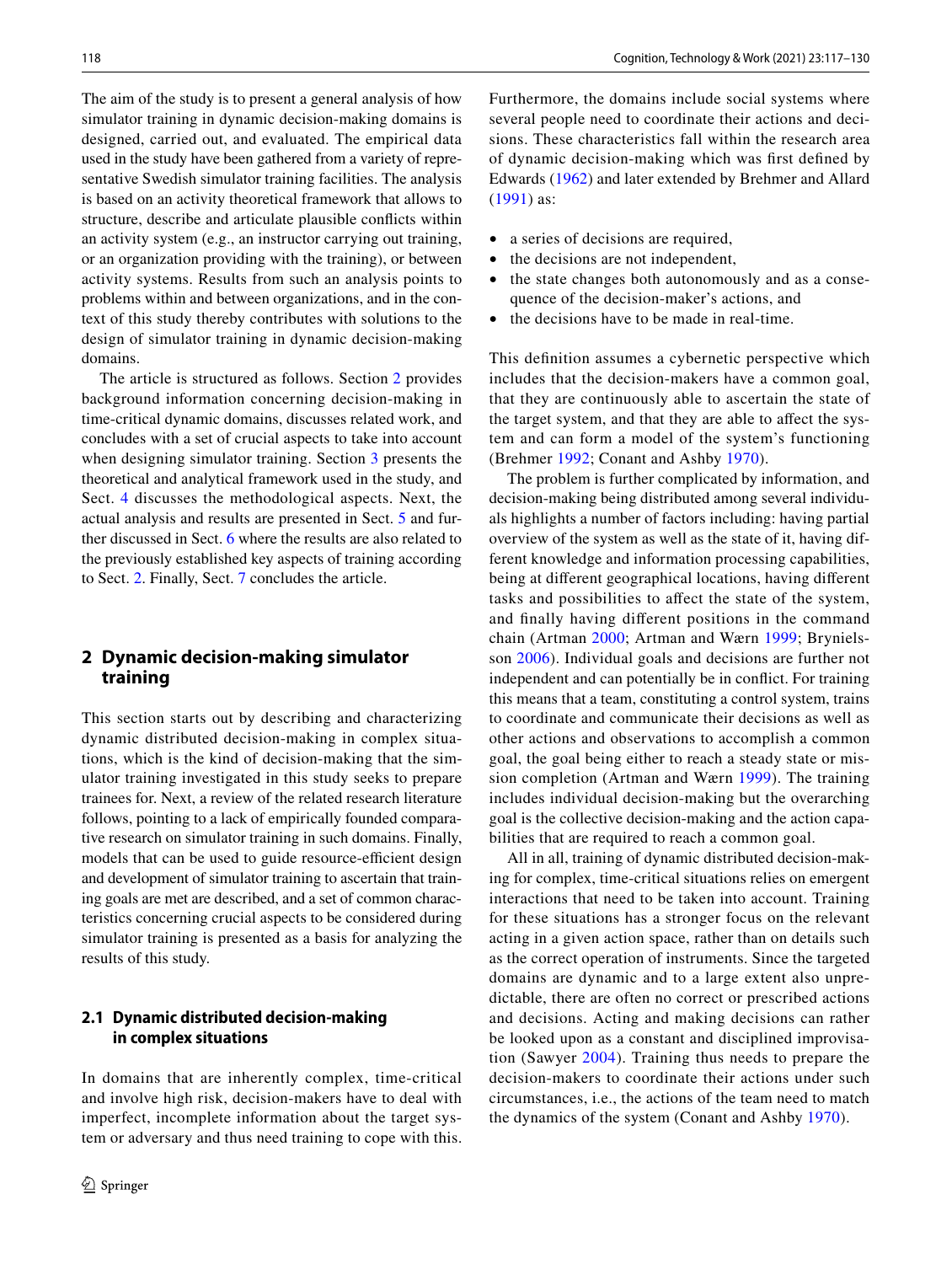The aim of the study is to present a general analysis of how simulator training in dynamic decision-making domains is designed, carried out, and evaluated. The empirical data used in the study have been gathered from a variety of representative Swedish simulator training facilities. The analysis is based on an activity theoretical framework that allows to structure, describe and articulate plausible conflicts within an activity system (e.g., an instructor carrying out training, or an organization providing with the training), or between activity systems. Results from such an analysis points to problems within and between organizations, and in the context of this study thereby contributes with solutions to the design of simulator training in dynamic decision-making domains.

The article is structured as follows. Section 2 provides background information concerning decision-making in time-critical dynamic domains, discusses related work, and concludes with a set of crucial aspects to take into account when designing simulator training. Section 3 presents the theoretical and analytical framework used in the study, and Sect. 4 discusses the methodological aspects. Next, the actual analysis and results are presented in Sect. 5 and further discussed in Sect. 6 where the results are also related to the previously established key aspects of training according to Sect. 2. Finally, Sect. 7 concludes the article.

## 2 Dynamic decision-making simulator training

This section starts out by describing and characterizing dynamic distributed decision-making in complex situations, which is the kind of decision-making that the simulator training investigated in this study seeks to prepare trainees for. Next, a review of the related research literature follows, pointing to a lack of empirically founded comparative research on simulator training in such domains. Finally, models that can be used to guide resource-efficient design and development of simulator training to ascertain that training goals are met are described, and a set of common characteristics concerning crucial aspects to be considered during simulator training is presented as a basis for analyzing the results of this study.

### 2.1 Dynamic distributed decision-making in complex situations

In domains that are inherently complex, time-critical and involve high risk, decision-makers have to deal with imperfect, incomplete information about the target system or adversary and thus need training to cope with this. Furthermore, the domains include social systems where several people need to coordinate their actions and decisions. These characteristics fall within the research area of dynamic decision-making which was first defined by Edwards (1962) and later extended by Brehmer and Allard (1991) as:

- a series of decisions are required,
- the decisions are not independent,
- the state changes both autonomously and as a consequence of the decision-maker's actions, and
- the decisions have to be made in real-time.

This definition assumes a cybernetic perspective which includes that the decision-makers have a common goal, that they are continuously able to ascertain the state of the target system, and that they are able to affect the system and can form a model of the system's functioning (Brehmer 1992; Conant and Ashby 1970).

The problem is further complicated by information, and decision-making being distributed among several individuals highlights a number of factors including: having partial overview of the system as well as the state of it, having different knowledge and information processing capabilities, being at different geographical locations, having different tasks and possibilities to affect the state of the system, and finally having different positions in the command chain (Artman 2000; Artman and Wærn 1999; Brynielsson 2006). Individual goals and decisions are further not independent and can potentially be in conflict. For training this means that a team, constituting a control system, trains to coordinate and communicate their decisions as well as other actions and observations to accomplish a common goal, the goal being either to reach a steady state or mission completion (Artman and Wærn 1999). The training includes individual decision-making but the overarching goal is the collective decision-making and the action capabilities that are required to reach a common goal.

All in all, training of dynamic distributed decision-making for complex, time-critical situations relies on emergent interactions that need to be taken into account. Training for these situations has a stronger focus on the relevant acting in a given action space, rather than on details such as the correct operation of instruments. Since the targeted domains are dynamic and to a large extent also unpredictable, there are often no correct or prescribed actions and decisions. Acting and making decisions can rather be looked upon as a constant and disciplined improvisation (Sawyer 2004). Training thus needs to prepare the decision-makers to coordinate their actions under such circumstances, i.e., the actions of the team need to match the dynamics of the system (Conant and Ashby 1970).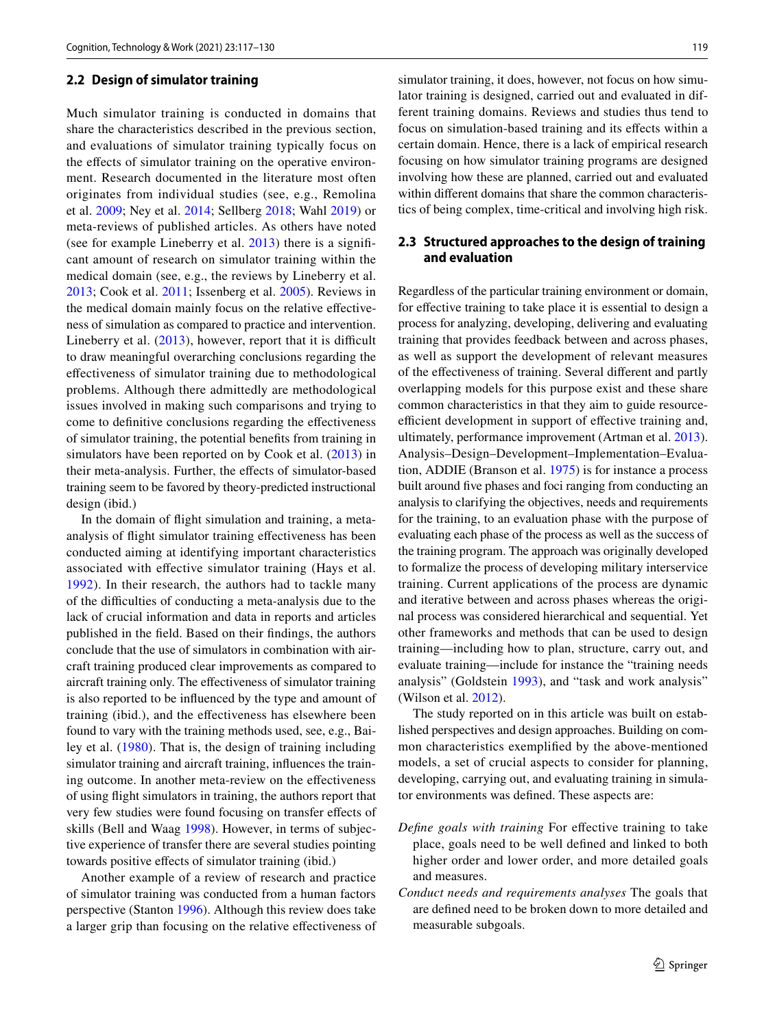### 2.2 Design of simulator training

Much simulator training is conducted in domains that share the characteristics described in the previous section, and evaluations of simulator training typically focus on the effects of simulator training on the operative environment. Research documented in the literature most often originates from individual studies (see, e.g., Remolina et al. 2009; Ney et al. 2014; Sellberg 2018; Wahl 2019) or meta-reviews of published articles. As others have noted (see for example Lineberry et al. 2013) there is a significant amount of research on simulator training within the medical domain (see, e.g., the reviews by Lineberry et al. 2013; Cook et al. 2011; Issenberg et al. 2005). Reviews in the medical domain mainly focus on the relative effectiveness of simulation as compared to practice and intervention. Lineberry et al. (2013), however, report that it is difficult to draw meaningful overarching conclusions regarding the effectiveness of simulator training due to methodological problems. Although there admittedly are methodological issues involved in making such comparisons and trying to come to definitive conclusions regarding the effectiveness of simulator training, the potential benefits from training in simulators have been reported on by Cook et al. (2013) in their meta-analysis. Further, the effects of simulator-based training seem to be favored by theory-predicted instructional design (ibid.)

In the domain of flight simulation and training, a meta-analysis of flight simulator training effectiveness has been conducted aiming at identifying important characteristics associated with effective simulator training (Hays et al. 1992). In their research, the authors had to tackle many of the difficulties of conducting a meta-analysis due to the lack of crucial information and data in reports and articles published in the field. Based on their findings, the authors conclude that the use of simulators in combination with aircraft training produced clear improvements as compared to aircraft training only. The effectiveness of simulator training is also reported to be influenced by the type and amount of training (ibid.), and the effectiveness has elsewhere been found to vary with the training methods used, see, e.g., Bailey et al. (1980). That is, the design of training including simulator training and aircraft training, influences the training outcome. In another meta-review on the effectiveness of using flight simulators in training, the authors report that very few studies were found focusing on transfer effects of skills (Bell and Waag 1998). However, in terms of subjective experience of transfer there are several studies pointing towards positive effects of simulator training (ibid.)

Another example of a review of research and practice of simulator training was conducted from a human factors perspective (Stanton 1996). Although this review does take a larger grip than focusing on the relative effectiveness of simulator training, it does, however, not focus on how simulator training is designed, carried out and evaluated in different training domains. Reviews and studies thus tend to focus on simulation-based training and its effects within a certain domain. Hence, there is a lack of empirical research focusing on how simulator training programs are designed involving how these are planned, carried out and evaluated within different domains that share the common characteristics of being complex, time-critical and involving high risk.

### 2.3 Structured approaches to the design of training and evaluation

Regardless of the particular training environment or domain, for effective training to take place it is essential to design a process for analyzing, developing, delivering and evaluating training that provides feedback between and across phases, as well as support the development of relevant measures of the effectiveness of training. Several different and partly overlapping models for this purpose exist and these share common characteristics in that they aim to guide resource-efficient development in support of effective training and, ultimately, performance improvement (Artman et al. 2013). Analysis–Design–Development–Implementation–Evaluation, ADDIE (Branson et al. 1975) is for instance a process built around five phases and foci ranging from conducting an analysis to clarifying the objectives, needs and requirements for the training, to an evaluation phase with the purpose of evaluating each phase of the process as well as the success of the training program. The approach was originally developed to formalize the process of developing military interservice training. Current applications of the process are dynamic and iterative between and across phases whereas the original process was considered hierarchical and sequential. Yet other frameworks and methods that can be used to design training—including how to plan, structure, carry out, and evaluate training—include for instance the "training needs analysis" (Goldstein 1993), and "task and work analysis" (Wilson et al. 2012).

The study reported on in this article was built on established perspectives and design approaches. Building on common characteristics exemplified by the above-mentioned models, a set of crucial aspects to consider for planning, developing, carrying out, and evaluating training in simulator environments was defined. These aspects are:

*Define goals with training* For effective training to take place, goals need to be well defined and linked to both higher order and lower order, and more detailed goals and measures.

*Conduct needs and requirements analyses* The goals that are defined need to be broken down to more detailed and measurable subgoals.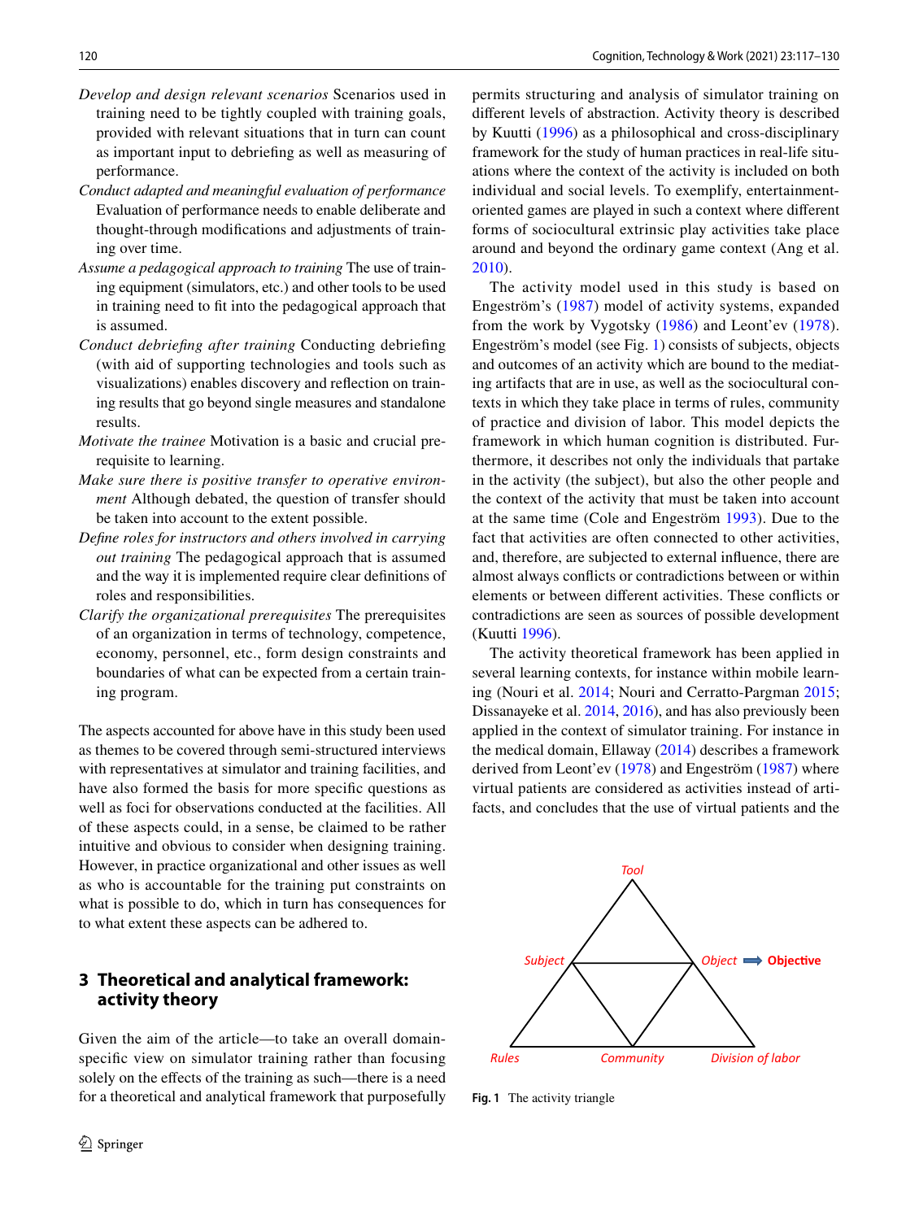*Develop and design relevant scenarios* Scenarios used in training need to be tightly coupled with training goals, provided with relevant situations that in turn can count as important input to debriefing as well as measuring of performance.

*Conduct adapted and meaningful evaluation of performance* Evaluation of performance needs to enable deliberate and thought-through modifications and adjustments of training over time.

*Assume a pedagogical approach to training* The use of training equipment (simulators, etc.) and other tools to be used in training need to fit into the pedagogical approach that is assumed.

*Conduct debriefing after training* Conducting debriefing (with aid of supporting technologies and tools such as visualizations) enables discovery and reflection on training results that go beyond single measures and standalone results.

*Motivate the trainee* Motivation is a basic and crucial prerequisite to learning.

*Make sure there is positive transfer to operative environment* Although debated, the question of transfer should be taken into account to the extent possible.

*Define roles for instructors and others involved in carrying out training* The pedagogical approach that is assumed and the way it is implemented require clear definitions of roles and responsibilities.

*Clarify the organizational prerequisites* The prerequisites of an organization in terms of technology, competence, economy, personnel, etc., form design constraints and boundaries of what can be expected from a certain training program.

The aspects accounted for above have in this study been used as themes to be covered through semi-structured interviews with representatives at simulator and training facilities, and have also formed the basis for more specific questions as well as foci for observations conducted at the facilities. All of these aspects could, in a sense, be claimed to be rather intuitive and obvious to consider when designing training. However, in practice organizational and other issues as well as who is accountable for the training put constraints on what is possible to do, which in turn has consequences for to what extent these aspects can be adhered to.

## 3 Theoretical and analytical framework: activity theory

Given the aim of the article—to take an overall domain-specific view on simulator training rather than focusing solely on the effects of the training as such—there is a need for a theoretical and analytical framework that purposefully permits structuring and analysis of simulator training on different levels of abstraction. Activity theory is described by Kuutti (1996) as a philosophical and cross-disciplinary framework for the study of human practices in real-life situations where the context of the activity is included on both individual and social levels. To exemplify, entertainment-oriented games are played in such a context where different forms of sociocultural extrinsic play activities take place around and beyond the ordinary game context (Ang et al. 2010).

The activity model used in this study is based on Engeström's (1987) model of activity systems, expanded from the work by Vygotsky (1986) and Leont'ev (1978). Engeström's model (see Fig. 1) consists of subjects, objects and outcomes of an activity which are bound to the mediating artifacts that are in use, as well as the sociocultural contexts in which they take place in terms of rules, community of practice and division of labor. This model depicts the framework in which human cognition is distributed. Furthermore, it describes not only the individuals that partake in the activity (the subject), but also the other people and the context of the activity that must be taken into account at the same time (Cole and Engeström 1993). Due to the fact that activities are often connected to other activities, and, therefore, are subjected to external influence, there are almost always conflicts or contradictions between or within elements or between different activities. These conflicts or contradictions are seen as sources of possible development (Kuutti 1996).

The activity theoretical framework has been applied in several learning contexts, for instance within mobile learning (Nouri et al. 2014; Nouri and Cerratto-Pargman 2015; Dissanayeke et al. 2014, 2016), and has also previously been applied in the context of simulator training. For instance in the medical domain, Ellaway (2014) describes a framework derived from Leont'ev (1978) and Engeström (1987) where virtual patients are considered as activities instead of artifacts, and concludes that the use of virtual patients and the

Tool

Subject

Object → Objective

Rules

Community

Division of labor

**Fig. 1** The activity triangle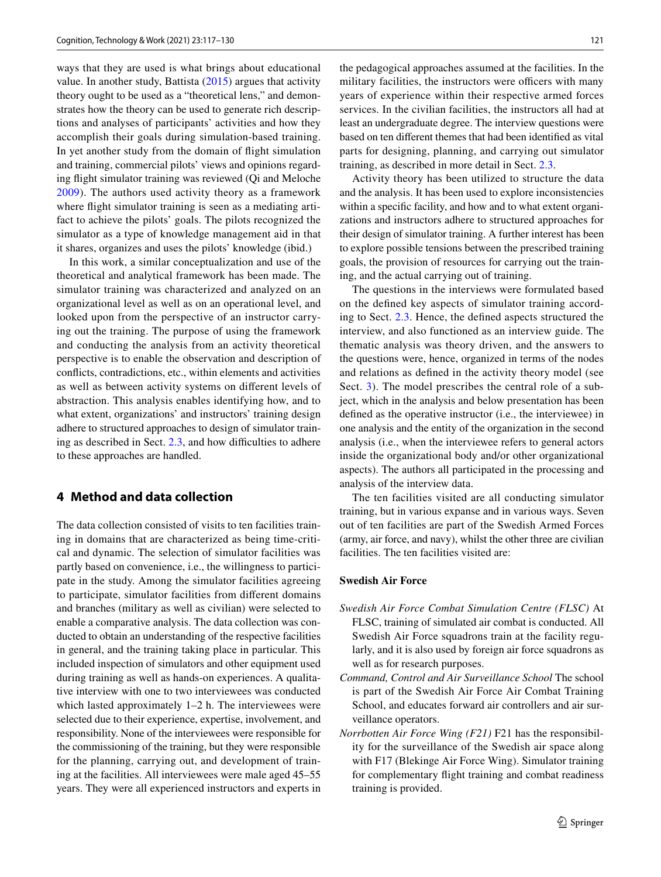ways that they are used is what brings about educational value. In another study, Battista (2015) argues that activity theory ought to be used as a "theoretical lens," and demonstrates how the theory can be used to generate rich descriptions and analyses of participants' activities and how they accomplish their goals during simulation-based training. In yet another study from the domain of flight simulation and training, commercial pilots' views and opinions regarding flight simulator training was reviewed (Qi and Meloche 2009). The authors used activity theory as a framework where flight simulator training is seen as a mediating artifact to achieve the pilots' goals. The pilots recognized the simulator as a type of knowledge management aid in that it shares, organizes and uses the pilots' knowledge (ibid.)

In this work, a similar conceptualization and use of the theoretical and analytical framework has been made. The simulator training was characterized and analyzed on an organizational level as well as on an operational level, and looked upon from the perspective of an instructor carrying out the training. The purpose of using the framework and conducting the analysis from an activity theoretical perspective is to enable the observation and description of conflicts, contradictions, etc., within elements and activities as well as between activity systems on different levels of abstraction. This analysis enables identifying how, and to what extent, organizations' and instructors' training design adhere to structured approaches to design of simulator training as described in Sect. 2.3, and how difficulties to adhere to these approaches are handled.

## 4 Method and data collection

The data collection consisted of visits to ten facilities training in domains that are characterized as being time-critical and dynamic. The selection of simulator facilities was partly based on convenience, i.e., the willingness to participate in the study. Among the simulator facilities agreeing to participate, simulator facilities from different domains and branches (military as well as civilian) were selected to enable a comparative analysis. The data collection was conducted to obtain an understanding of the respective facilities in general, and the training taking place in particular. This included inspection of simulators and other equipment used during training as well as hands-on experiences. A qualitative interview with one to two interviewees was conducted which lasted approximately 1–2 h. The interviewees were selected due to their experience, expertise, involvement, and responsibility. None of the interviewees were responsible for the commissioning of the training, but they were responsible for the planning, carrying out, and development of training at the facilities. All interviewees were male aged 45–55 years. They were all experienced instructors and experts in the pedagogical approaches assumed at the facilities. In the military facilities, the instructors were officers with many years of experience within their respective armed forces services. In the civilian facilities, the instructors all had at least an undergraduate degree. The interview questions were based on ten different themes that had been identified as vital parts for designing, planning, and carrying out simulator training, as described in more detail in Sect. 2.3.

Activity theory has been utilized to structure the data and the analysis. It has been used to explore inconsistencies within a specific facility, and how and to what extent organizations and instructors adhere to structured approaches for their design of simulator training. A further interest has been to explore possible tensions between the prescribed training goals, the provision of resources for carrying out the training, and the actual carrying out of training.

The questions in the interviews were formulated based on the defined key aspects of simulator training according to Sect. 2.3. Hence, the defined aspects structured the interview, and also functioned as an interview guide. The thematic analysis was theory driven, and the answers to the questions were, hence, organized in terms of the nodes and relations as defined in the activity theory model (see Sect. 3). The model prescribes the central role of a subject, which in the analysis and below presentation has been defined as the operative instructor (i.e., the interviewee) in one analysis and the entity of the organization in the second analysis (i.e., when the interviewee refers to general actors inside the organizational body and/or other organizational aspects). The authors all participated in the processing and analysis of the interview data.

The ten facilities visited are all conducting simulator training, but in various expanse and in various ways. Seven out of ten facilities are part of the Swedish Armed Forces (army, air force, and navy), whilst the other three are civilian facilities. The ten facilities visited are:

**Swedish Air Force**

*Swedish Air Force Combat Simulation Centre (FLSC)* At FLSC, training of simulated air combat is conducted. All Swedish Air Force squadrons train at the facility regularly, and it is also used by foreign air force squadrons as well as for research purposes.

*Command, Control and Air Surveillance School* The school is part of the Swedish Air Force Air Combat Training School, and educates forward air controllers and air surveillance operators.

*Norrbotten Air Force Wing (F21)* F21 has the responsibility for the surveillance of the Swedish air space along with F17 (Blekinge Air Force Wing). Simulator training for complementary flight training and combat readiness training is provided.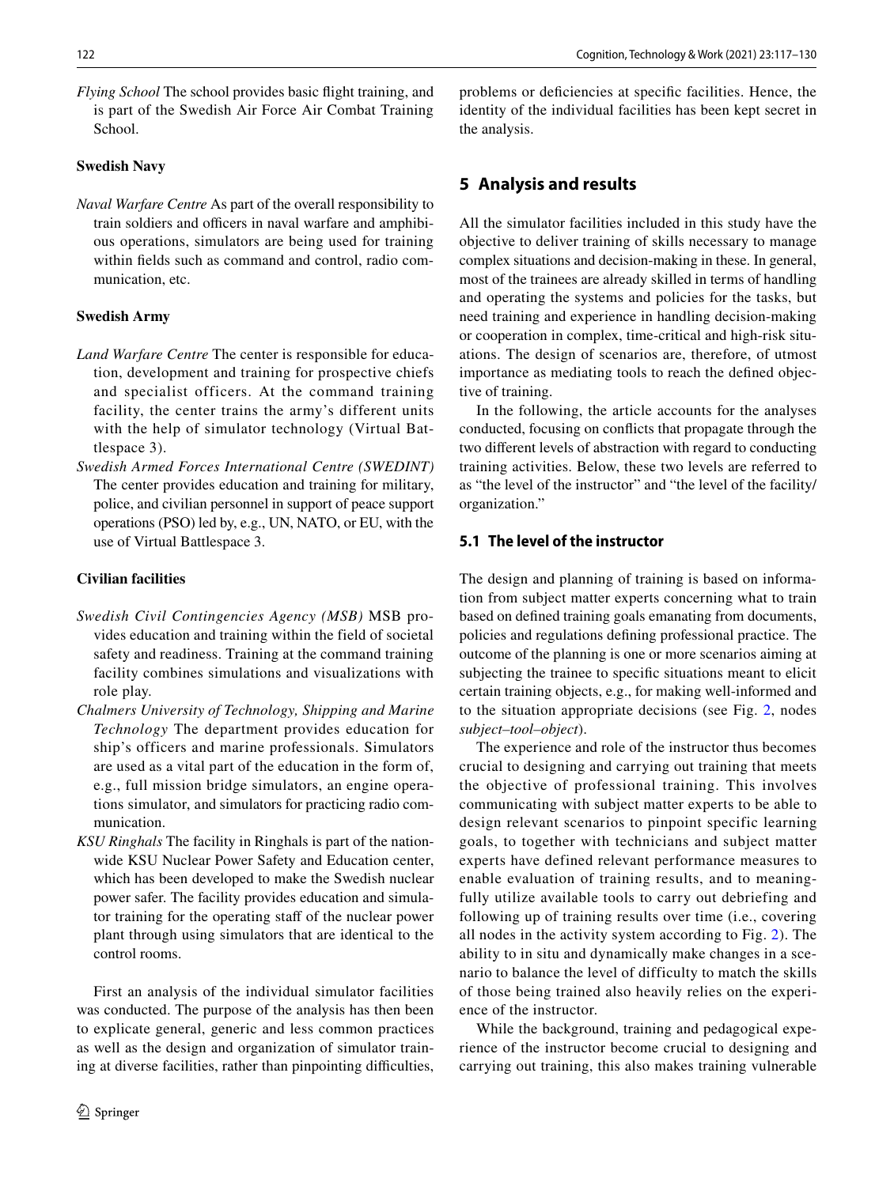*Flying School* The school provides basic flight training, and is part of the Swedish Air Force Air Combat Training School.

**Swedish Navy**

*Naval Warfare Centre* As part of the overall responsibility to train soldiers and officers in naval warfare and amphibious operations, simulators are being used for training within fields such as command and control, radio communication, etc.

**Swedish Army**

*Land Warfare Centre* The center is responsible for education, development and training for prospective chiefs and specialist officers. At the command training facility, the center trains the army's different units with the help of simulator technology (Virtual Battlespace 3).

*Swedish Armed Forces International Centre (SWEDINT)* The center provides education and training for military, police, and civilian personnel in support of peace support operations (PSO) led by, e.g., UN, NATO, or EU, with the use of Virtual Battlespace 3.

**Civilian facilities**

*Swedish Civil Contingencies Agency (MSB)* MSB provides education and training within the field of societal safety and readiness. Training at the command training facility combines simulations and visualizations with role play.

*Chalmers University of Technology, Shipping and Marine Technology* The department provides education for ship's officers and marine professionals. Simulators are used as a vital part of the education in the form of, e.g., full mission bridge simulators, an engine operations simulator, and simulators for practicing radio communication.

*KSU Ringhals* The facility in Ringhals is part of the nationwide KSU Nuclear Power Safety and Education center, which has been developed to make the Swedish nuclear power safer. The facility provides education and simulator training for the operating staff of the nuclear power plant through using simulators that are identical to the control rooms.

First an analysis of the individual simulator facilities was conducted. The purpose of the analysis has then been to explicate general, generic and less common practices as well as the design and organization of simulator training at diverse facilities, rather than pinpointing difficulties, problems or deficiencies at specific facilities. Hence, the identity of the individual facilities has been kept secret in the analysis.

## 5 Analysis and results

All the simulator facilities included in this study have the objective to deliver training of skills necessary to manage complex situations and decision-making in these. In general, most of the trainees are already skilled in terms of handling and operating the systems and policies for the tasks, but need training and experience in handling decision-making or cooperation in complex, time-critical and high-risk situations. The design of scenarios are, therefore, of utmost importance as mediating tools to reach the defined objective of training.

In the following, the article accounts for the analyses conducted, focusing on conflicts that propagate through the two different levels of abstraction with regard to conducting training activities. Below, these two levels are referred to as "the level of the instructor" and "the level of the facility/organization."

### 5.1 The level of the instructor

The design and planning of training is based on information from subject matter experts concerning what to train based on defined training goals emanating from documents, policies and regulations defining professional practice. The outcome of the planning is one or more scenarios aiming at subjecting the trainee to specific situations meant to elicit certain training objects, e.g., for making well-informed and to the situation appropriate decisions (see Fig. 2, nodes *subject–tool–object*).

The experience and role of the instructor thus becomes crucial to designing and carrying out training that meets the objective of professional training. This involves communicating with subject matter experts to be able to design relevant scenarios to pinpoint specific learning goals, to together with technicians and subject matter experts have defined relevant performance measures to enable evaluation of training results, and to meaningfully utilize available tools to carry out debriefing and following up of training results over time (i.e., covering all nodes in the activity system according to Fig. 2). The ability to in situ and dynamically make changes in a scenario to balance the level of difficulty to match the skills of those being trained also heavily relies on the experience of the instructor.

While the background, training and pedagogical experience of the instructor become crucial to designing and carrying out training, this also makes training vulnerable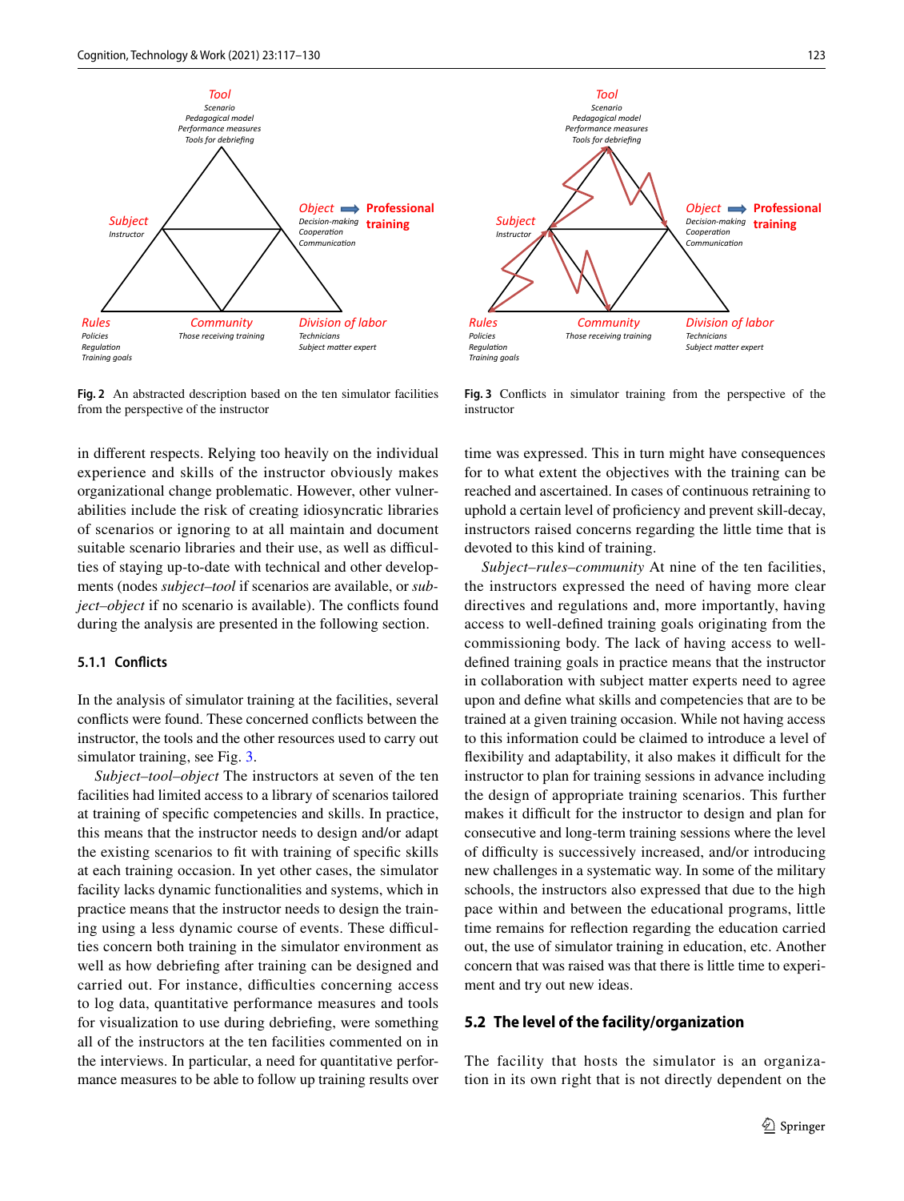Tool
Scenario
Pedagogical model
Performance measures
Tools for debriefing

Subject
Instructor

Object ➡ Professional training
Decision-making
Cooperation
Communication

Rules
Policies
Regulation
Training goals

Community
Those receiving training

Division of labor
Technicians
Subject matter expert

**Fig. 2** An abstracted description based on the ten simulator facilities from the perspective of the instructor

Tool
Scenario
Pedagogical model
Performance measures
Tools for debriefing

Subject
Instructor

Object ➡ Professional training
Decision-making
Cooperation
Communication

Rules
Policies
Regulation
Training goals

Community
Those receiving training

Division of labor
Technicians
Subject matter expert

**Fig. 3** Conflicts in simulator training from the perspective of the instructor

in different respects. Relying too heavily on the individual experience and skills of the instructor obviously makes organizational change problematic. However, other vulnerabilities include the risk of creating idiosyncratic libraries of scenarios or ignoring to at all maintain and document suitable scenario libraries and their use, as well as difficulties of staying up-to-date with technical and other developments (nodes *subject–tool* if scenarios are available, or *subject–object* if no scenario is available). The conflicts found during the analysis are presented in the following section.

### 5.1.1 Conflicts

In the analysis of simulator training at the facilities, several conflicts were found. These concerned conflicts between the instructor, the tools and the other resources used to carry out simulator training, see Fig. 3.

*Subject–tool–object* The instructors at seven of the ten facilities had limited access to a library of scenarios tailored at training of specific competencies and skills. In practice, this means that the instructor needs to design and/or adapt the existing scenarios to fit with training of specific skills at each training occasion. In yet other cases, the simulator facility lacks dynamic functionalities and systems, which in practice means that the instructor needs to design the training using a less dynamic course of events. These difficulties concern both training in the simulator environment as well as how debriefing after training can be designed and carried out. For instance, difficulties concerning access to log data, quantitative performance measures and tools for visualization to use during debriefing, were something all of the instructors at the ten facilities commented on in the interviews. In particular, a need for quantitative performance measures to be able to follow up training results over time was expressed. This in turn might have consequences for to what extent the objectives with the training can be reached and ascertained. In cases of continuous retraining to uphold a certain level of proficiency and prevent skill-decay, instructors raised concerns regarding the little time that is devoted to this kind of training.

*Subject–rules–community* At nine of the ten facilities, the instructors expressed the need of having more clear directives and regulations and, more importantly, having access to well-defined training goals originating from the commissioning body. The lack of having access to well-defined training goals in practice means that the instructor in collaboration with subject matter experts need to agree upon and define what skills and competencies that are to be trained at a given training occasion. While not having access to this information could be claimed to introduce a level of flexibility and adaptability, it also makes it difficult for the instructor to plan for training sessions in advance including the design of appropriate training scenarios. This further makes it difficult for the instructor to design and plan for consecutive and long-term training sessions where the level of difficulty is successively increased, and/or introducing new challenges in a systematic way. In some of the military schools, the instructors also expressed that due to the high pace within and between the educational programs, little time remains for reflection regarding the education carried out, the use of simulator training in education, etc. Another concern that was raised was that there is little time to experiment and try out new ideas.

## 5.2 The level of the facility/organization

The facility that hosts the simulator is an organization in its own right that is not directly dependent on the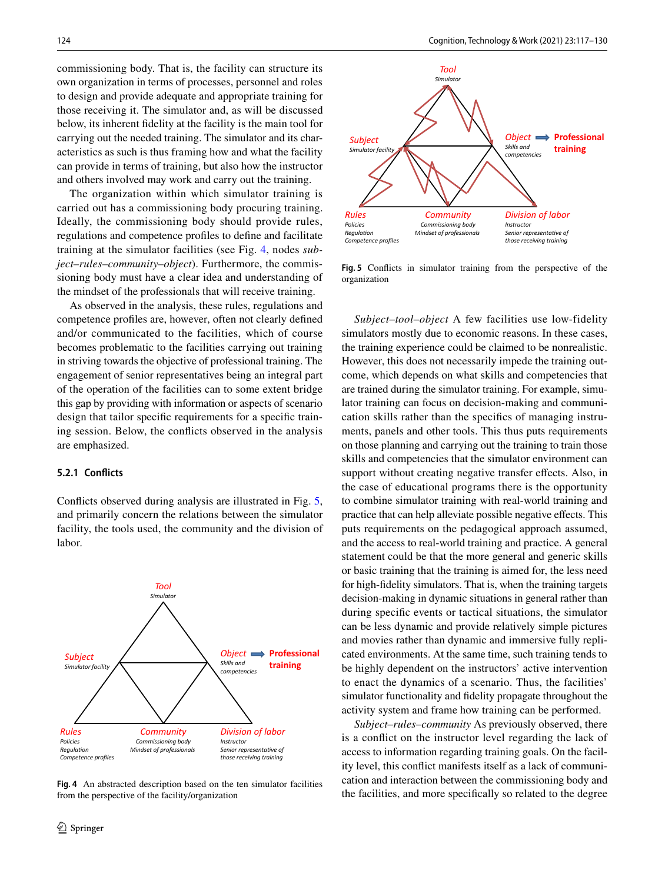commissioning body. That is, the facility can structure its own organization in terms of processes, personnel and roles to design and provide adequate and appropriate training for those receiving it. The simulator and, as will be discussed below, its inherent fidelity at the facility is the main tool for carrying out the needed training. The simulator and its characteristics as such is thus framing how and what the facility can provide in terms of training, but also how the instructor and others involved may work and carry out the training.

The organization within which simulator training is carried out has a commissioning body procuring training. Ideally, the commissioning body should provide rules, regulations and competence profiles to define and facilitate training at the simulator facility (see Fig. 4, nodes *subject–rules–community–object*). Furthermore, the commissioning body must have a clear idea and understanding of the mindset of the professionals that will receive training.

As observed in the analysis, these rules, regulations and competence profiles are, however, often not clearly defined and/or communicated to the facilities, which of course becomes problematic to the facilities carrying out training in striving towards the objective of professional training. The engagement of senior representatives being an integral part of the operation of the facilities can to some extent bridge this gap by providing with information or aspects of scenario design that tailor specific requirements for a specific training session. Below, the conflicts observed in the analysis are emphasized.

#### 5.2.1 Conflicts

Conflicts observed during analysis are illustrated in Fig. 5, and primarily concern the relations between the simulator facility, the tools used, the community and the division of labor.

**Fig. 4** An abstracted description based on the ten simulator facilities from the perspective of the facility/organization

**Fig. 5** Conflicts in simulator training from the perspective of the organization

*Subject–tool–object* A few facilities use low-fidelity simulators mostly due to economic reasons. In these cases, the training experience could be claimed to be nonrealistic. However, this does not necessarily impede the training outcome, which depends on what skills and competencies that are trained during the simulator training. For example, simulator training can focus on decision-making and communication skills rather than the specifics of managing instruments, panels and other tools. This thus puts requirements on those planning and carrying out the training to train those skills and competencies that the simulator environment can support without creating negative transfer effects. Also, in the case of educational programs there is the opportunity to combine simulator training with real-world training and practice that can help alleviate possible negative effects. This puts requirements on the pedagogical approach assumed, and the access to real-world training and practice. A general statement could be that the more general and generic skills or basic training that the training is aimed for, the less need for high-fidelity simulators. That is, when the training targets decision-making in dynamic situations in general rather than during specific events or tactical situations, the simulator can be less dynamic and provide relatively simple pictures and movies rather than dynamic and immersive fully replicated environments. At the same time, such training tends to be highly dependent on the instructors' active intervention to enact the dynamics of a scenario. Thus, the facilities' simulator functionality and fidelity propagate throughout the activity system and frame how training can be performed.

*Subject–rules–community* As previously observed, there is a conflict on the instructor level regarding the lack of access to information regarding training goals. On the facility level, this conflict manifests itself as a lack of communication and interaction between the commissioning body and the facilities, and more specifically so related to the degree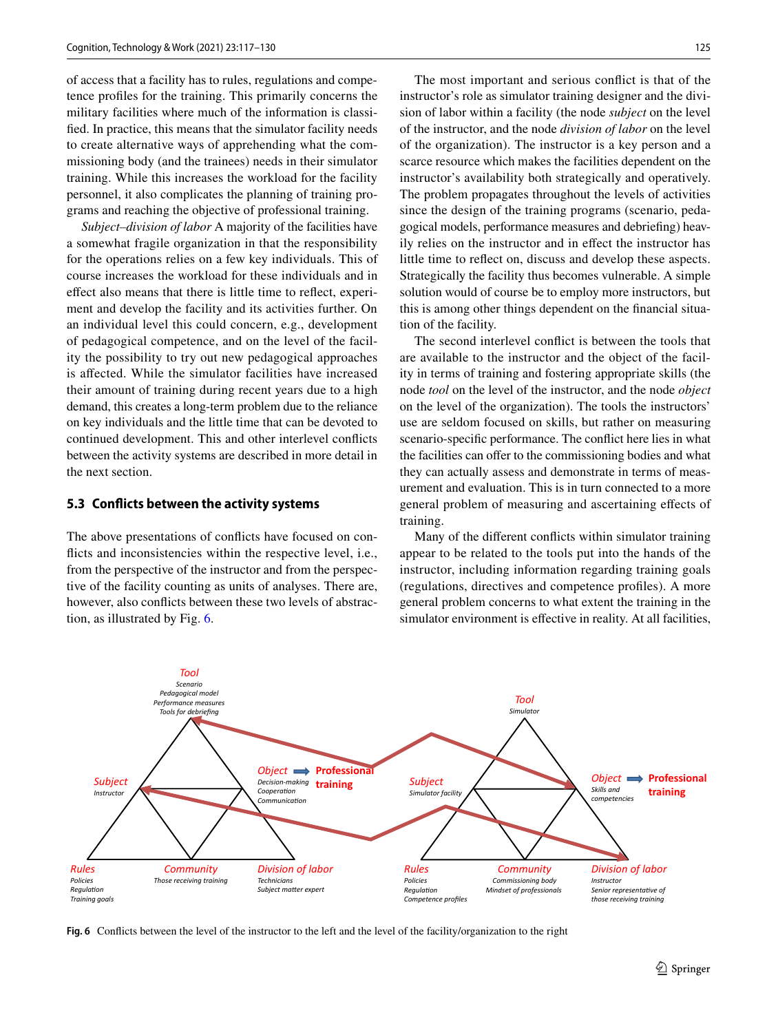of access that a facility has to rules, regulations and competence profiles for the training. This primarily concerns the military facilities where much of the information is classified. In practice, this means that the simulator facility needs to create alternative ways of apprehending what the commissioning body (and the trainees) needs in their simulator training. While this increases the workload for the facility personnel, it also complicates the planning of training programs and reaching the objective of professional training.

*Subject–division of labor* A majority of the facilities have a somewhat fragile organization in that the responsibility for the operations relies on a few key individuals. This of course increases the workload for these individuals and in effect also means that there is little time to reflect, experiment and develop the facility and its activities further. On an individual level this could concern, e.g., development of pedagogical competence, and on the level of the facility the possibility to try out new pedagogical approaches is affected. While the simulator facilities have increased their amount of training during recent years due to a high demand, this creates a long-term problem due to the reliance on key individuals and the little time that can be devoted to continued development. This and other interlevel conflicts between the activity systems are described in more detail in the next section.

### 5.3 Conflicts between the activity systems

The above presentations of conflicts have focused on conflicts and inconsistencies within the respective level, i.e., from the perspective of the instructor and from the perspective of the facility counting as units of analyses. There are, however, also conflicts between these two levels of abstraction, as illustrated by Fig. 6.

The most important and serious conflict is that of the instructor's role as simulator training designer and the division of labor within a facility (the node *subject* on the level of the instructor, and the node *division of labor* on the level of the organization). The instructor is a key person and a scarce resource which makes the facilities dependent on the instructor's availability both strategically and operatively. The problem propagates throughout the levels of activities since the design of the training programs (scenario, pedagogical models, performance measures and debriefing) heavily relies on the instructor and in effect the instructor has little time to reflect on, discuss and develop these aspects. Strategically the facility thus becomes vulnerable. A simple solution would of course be to employ more instructors, but this is among other things dependent on the financial situation of the facility.

The second interlevel conflict is between the tools that are available to the instructor and the object of the facility in terms of training and fostering appropriate skills (the node *tool* on the level of the instructor, and the node *object* on the level of the organization). The tools the instructors' use are seldom focused on skills, but rather on measuring scenario-specific performance. The conflict here lies in what the facilities can offer to the commissioning bodies and what they can actually assess and demonstrate in terms of measurement and evaluation. This is in turn connected to a more general problem of measuring and ascertaining effects of training.

Many of the different conflicts within simulator training appear to be related to the tools put into the hands of the instructor, including information regarding training goals (regulations, directives and competence profiles). A more general problem concerns to what extent the training in the simulator environment is effective in reality. At all facilities,

**Fig. 6** Conflicts between the level of the instructor to the left and the level of the facility/organization to the right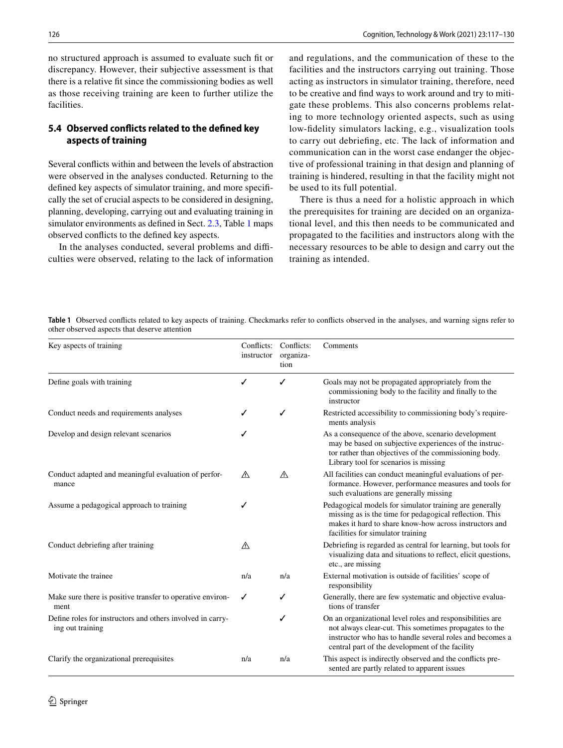no structured approach is assumed to evaluate such fit or discrepancy. However, their subjective assessment is that there is a relative fit since the commissioning bodies as well as those receiving training are keen to further utilize the facilities.

### 5.4 Observed conflicts related to the defined key aspects of training

Several conflicts within and between the levels of abstraction were observed in the analyses conducted. Returning to the defined key aspects of simulator training, and more specifically the set of crucial aspects to be considered in designing, planning, developing, carrying out and evaluating training in simulator environments as defined in Sect. 2.3, Table 1 maps observed conflicts to the defined key aspects.

In the analyses conducted, several problems and difficulties were observed, relating to the lack of information and regulations, and the communication of these to the facilities and the instructors carrying out training. Those acting as instructors in simulator training, therefore, need to be creative and find ways to work around and try to mitigate these problems. This also concerns problems relating to more technology oriented aspects, such as using low-fidelity simulators lacking, e.g., visualization tools to carry out debriefing, etc. The lack of information and communication can in the worst case endanger the objective of professional training in that design and planning of training is hindered, resulting in that the facility might not be used to its full potential.

There is thus a need for a holistic approach in which the prerequisites for training are decided on an organizational level, and this then needs to be communicated and propagated to the facilities and instructors along with the necessary resources to be able to design and carry out the training as intended.

**Table 1** Observed conflicts related to key aspects of training. Checkmarks refer to conflicts observed in the analyses, and warning signs refer to other observed aspects that deserve attention

| Key aspects of training | Conflicts: instructor | Conflicts: organization | Comments |
|---|---|---|---|
| Define goals with training | ✓ | ✓ | Goals may not be propagated appropriately from the commissioning body to the facility and finally to the instructor |
| Conduct needs and requirements analyses | ✓ | ✓ | Restricted accessibility to commissioning body's requirements analysis |
| Develop and design relevant scenarios | ✓ | | As a consequence of the above, scenario development may be based on subjective experiences of the instructor rather than objectives of the commissioning body. Library tool for scenarios is missing |
| Conduct adapted and meaningful evaluation of performance | ⚠ | ⚠ | All facilities can conduct meaningful evaluations of performance. However, performance measures and tools for such evaluations are generally missing |
| Assume a pedagogical approach to training | ✓ | | Pedagogical models for simulator training are generally missing as is the time for pedagogical reflection. This makes it hard to share know-how across instructors and facilities for simulator training |
| Conduct debriefing after training | ⚠ | | Debriefing is regarded as central for learning, but tools for visualizing data and situations to reflect, elicit questions, etc., are missing |
| Motivate the trainee | n/a | n/a | External motivation is outside of facilities' scope of responsibility |
| Make sure there is positive transfer to operative environment | ✓ | ✓ | Generally, there are few systematic and objective evaluations of transfer |
| Define roles for instructors and others involved in carrying out training | | ✓ | On an organizational level roles and responsibilities are not always clear-cut. This sometimes propagates to the instructor who has to handle several roles and becomes a central part of the development of the facility |
| Clarify the organizational prerequisites | n/a | n/a | This aspect is indirectly observed and the conflicts presented are partly related to apparent issues |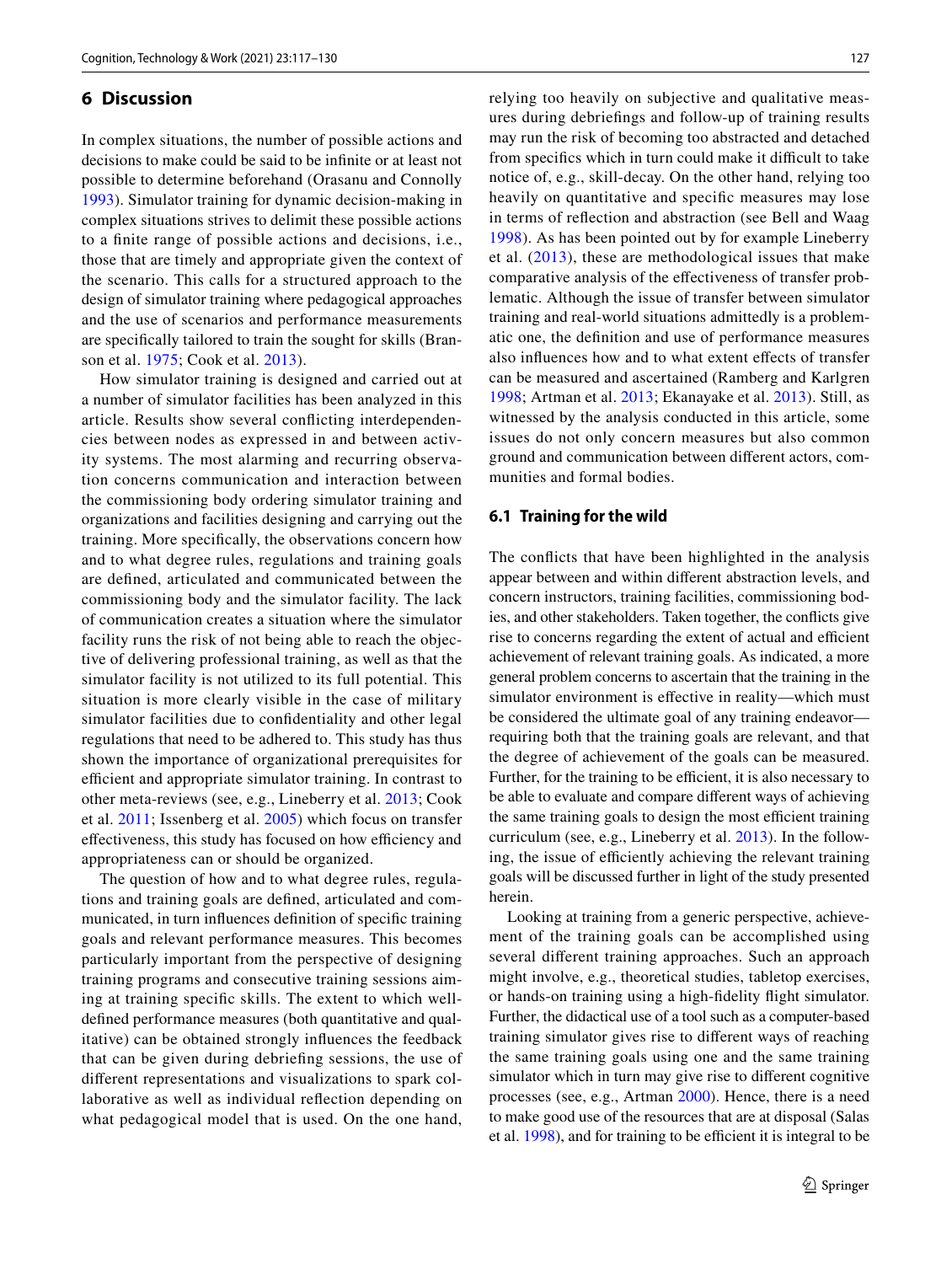## 6 Discussion

In complex situations, the number of possible actions and decisions to make could be said to be infinite or at least not possible to determine beforehand (Orasanu and Connolly 1993). Simulator training for dynamic decision-making in complex situations strives to delimit these possible actions to a finite range of possible actions and decisions, i.e., those that are timely and appropriate given the context of the scenario. This calls for a structured approach to the design of simulator training where pedagogical approaches and the use of scenarios and performance measurements are specifically tailored to train the sought for skills (Branson et al. 1975; Cook et al. 2013).

How simulator training is designed and carried out at a number of simulator facilities has been analyzed in this article. Results show several conflicting interdependencies between nodes as expressed in and between activity systems. The most alarming and recurring observation concerns communication and interaction between the commissioning body ordering simulator training and organizations and facilities designing and carrying out the training. More specifically, the observations concern how and to what degree rules, regulations and training goals are defined, articulated and communicated between the commissioning body and the simulator facility. The lack of communication creates a situation where the simulator facility runs the risk of not being able to reach the objective of delivering professional training, as well as that the simulator facility is not utilized to its full potential. This situation is more clearly visible in the case of military simulator facilities due to confidentiality and other legal regulations that need to be adhered to. This study has thus shown the importance of organizational prerequisites for efficient and appropriate simulator training. In contrast to other meta-reviews (see, e.g., Lineberry et al. 2013; Cook et al. 2011; Issenberg et al. 2005) which focus on transfer effectiveness, this study has focused on how efficiency and appropriateness can or should be organized.

The question of how and to what degree rules, regulations and training goals are defined, articulated and communicated, in turn influences definition of specific training goals and relevant performance measures. This becomes particularly important from the perspective of designing training programs and consecutive training sessions aiming at training specific skills. The extent to which well-defined performance measures (both quantitative and qualitative) can be obtained strongly influences the feedback that can be given during debriefing sessions, the use of different representations and visualizations to spark collaborative as well as individual reflection depending on what pedagogical model that is used. On the one hand, relying too heavily on subjective and qualitative measures during debriefings and follow-up of training results may run the risk of becoming too abstracted and detached from specifics which in turn could make it difficult to take notice of, e.g., skill-decay. On the other hand, relying too heavily on quantitative and specific measures may lose in terms of reflection and abstraction (see Bell and Waag 1998). As has been pointed out by for example Lineberry et al. (2013), these are methodological issues that make comparative analysis of the effectiveness of transfer problematic. Although the issue of transfer between simulator training and real-world situations admittedly is a problematic one, the definition and use of performance measures also influences how and to what extent effects of transfer can be measured and ascertained (Ramberg and Karlgren 1998; Artman et al. 2013; Ekanayake et al. 2013). Still, as witnessed by the analysis conducted in this article, some issues do not only concern measures but also common ground and communication between different actors, communities and formal bodies.

### 6.1 Training for the wild

The conflicts that have been highlighted in the analysis appear between and within different abstraction levels, and concern instructors, training facilities, commissioning bodies, and other stakeholders. Taken together, the conflicts give rise to concerns regarding the extent of actual and efficient achievement of relevant training goals. As indicated, a more general problem concerns to ascertain that the training in the simulator environment is effective in reality—which must be considered the ultimate goal of any training endeavor—requiring both that the training goals are relevant, and that the degree of achievement of the goals can be measured. Further, for the training to be efficient, it is also necessary to be able to evaluate and compare different ways of achieving the same training goals to design the most efficient training curriculum (see, e.g., Lineberry et al. 2013). In the following, the issue of efficiently achieving the relevant training goals will be discussed further in light of the study presented herein.

Looking at training from a generic perspective, achievement of the training goals can be accomplished using several different training approaches. Such an approach might involve, e.g., theoretical studies, tabletop exercises, or hands-on training using a high-fidelity flight simulator. Further, the didactical use of a tool such as a computer-based training simulator gives rise to different ways of reaching the same training goals using one and the same training simulator which in turn may give rise to different cognitive processes (see, e.g., Artman 2000). Hence, there is a need to make good use of the resources that are at disposal (Salas et al. 1998), and for training to be efficient it is integral to be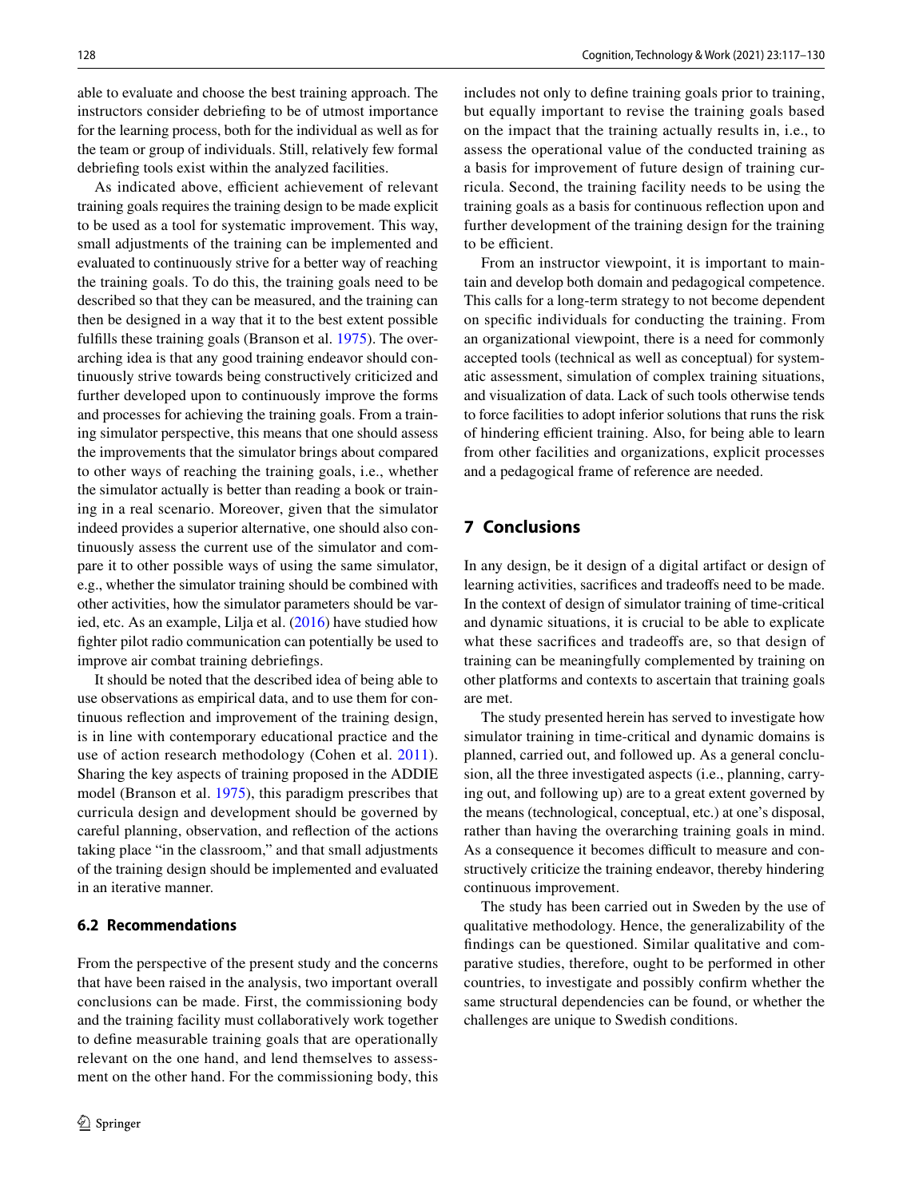able to evaluate and choose the best training approach. The instructors consider debriefing to be of utmost importance for the learning process, both for the individual as well as for the team or group of individuals. Still, relatively few formal debriefing tools exist within the analyzed facilities.

As indicated above, efficient achievement of relevant training goals requires the training design to be made explicit to be used as a tool for systematic improvement. This way, small adjustments of the training can be implemented and evaluated to continuously strive for a better way of reaching the training goals. To do this, the training goals need to be described so that they can be measured, and the training can then be designed in a way that it to the best extent possible fulfills these training goals (Branson et al. 1975). The overarching idea is that any good training endeavor should continuously strive towards being constructively criticized and further developed upon to continuously improve the forms and processes for achieving the training goals. From a training simulator perspective, this means that one should assess the improvements that the simulator brings about compared to other ways of reaching the training goals, i.e., whether the simulator actually is better than reading a book or training in a real scenario. Moreover, given that the simulator indeed provides a superior alternative, one should also continuously assess the current use of the simulator and compare it to other possible ways of using the same simulator, e.g., whether the simulator training should be combined with other activities, how the simulator parameters should be varied, etc. As an example, Lilja et al. (2016) have studied how fighter pilot radio communication can potentially be used to improve air combat training debriefings.

It should be noted that the described idea of being able to use observations as empirical data, and to use them for continuous reflection and improvement of the training design, is in line with contemporary educational practice and the use of action research methodology (Cohen et al. 2011). Sharing the key aspects of training proposed in the ADDIE model (Branson et al. 1975), this paradigm prescribes that curricula design and development should be governed by careful planning, observation, and reflection of the actions taking place "in the classroom," and that small adjustments of the training design should be implemented and evaluated in an iterative manner.

### 6.2 Recommendations

From the perspective of the present study and the concerns that have been raised in the analysis, two important overall conclusions can be made. First, the commissioning body and the training facility must collaboratively work together to define measurable training goals that are operationally relevant on the one hand, and lend themselves to assessment on the other hand. For the commissioning body, this includes not only to define training goals prior to training, but equally important to revise the training goals based on the impact that the training actually results in, i.e., to assess the operational value of the conducted training as a basis for improvement of future design of training curricula. Second, the training facility needs to be using the training goals as a basis for continuous reflection upon and further development of the training design for the training to be efficient.

From an instructor viewpoint, it is important to maintain and develop both domain and pedagogical competence. This calls for a long-term strategy to not become dependent on specific individuals for conducting the training. From an organizational viewpoint, there is a need for commonly accepted tools (technical as well as conceptual) for systematic assessment, simulation of complex training situations, and visualization of data. Lack of such tools otherwise tends to force facilities to adopt inferior solutions that runs the risk of hindering efficient training. Also, for being able to learn from other facilities and organizations, explicit processes and a pedagogical frame of reference are needed.

## 7 Conclusions

In any design, be it design of a digital artifact or design of learning activities, sacrifices and tradeoffs need to be made. In the context of design of simulator training of time-critical and dynamic situations, it is crucial to be able to explicate what these sacrifices and tradeoffs are, so that design of training can be meaningfully complemented by training on other platforms and contexts to ascertain that training goals are met.

The study presented herein has served to investigate how simulator training in time-critical and dynamic domains is planned, carried out, and followed up. As a general conclusion, all the three investigated aspects (i.e., planning, carrying out, and following up) are to a great extent governed by the means (technological, conceptual, etc.) at one's disposal, rather than having the overarching training goals in mind. As a consequence it becomes difficult to measure and constructively criticize the training endeavor, thereby hindering continuous improvement.

The study has been carried out in Sweden by the use of qualitative methodology. Hence, the generalizability of the findings can be questioned. Similar qualitative and comparative studies, therefore, ought to be performed in other countries, to investigate and possibly confirm whether the same structural dependencies can be found, or whether the challenges are unique to Swedish conditions.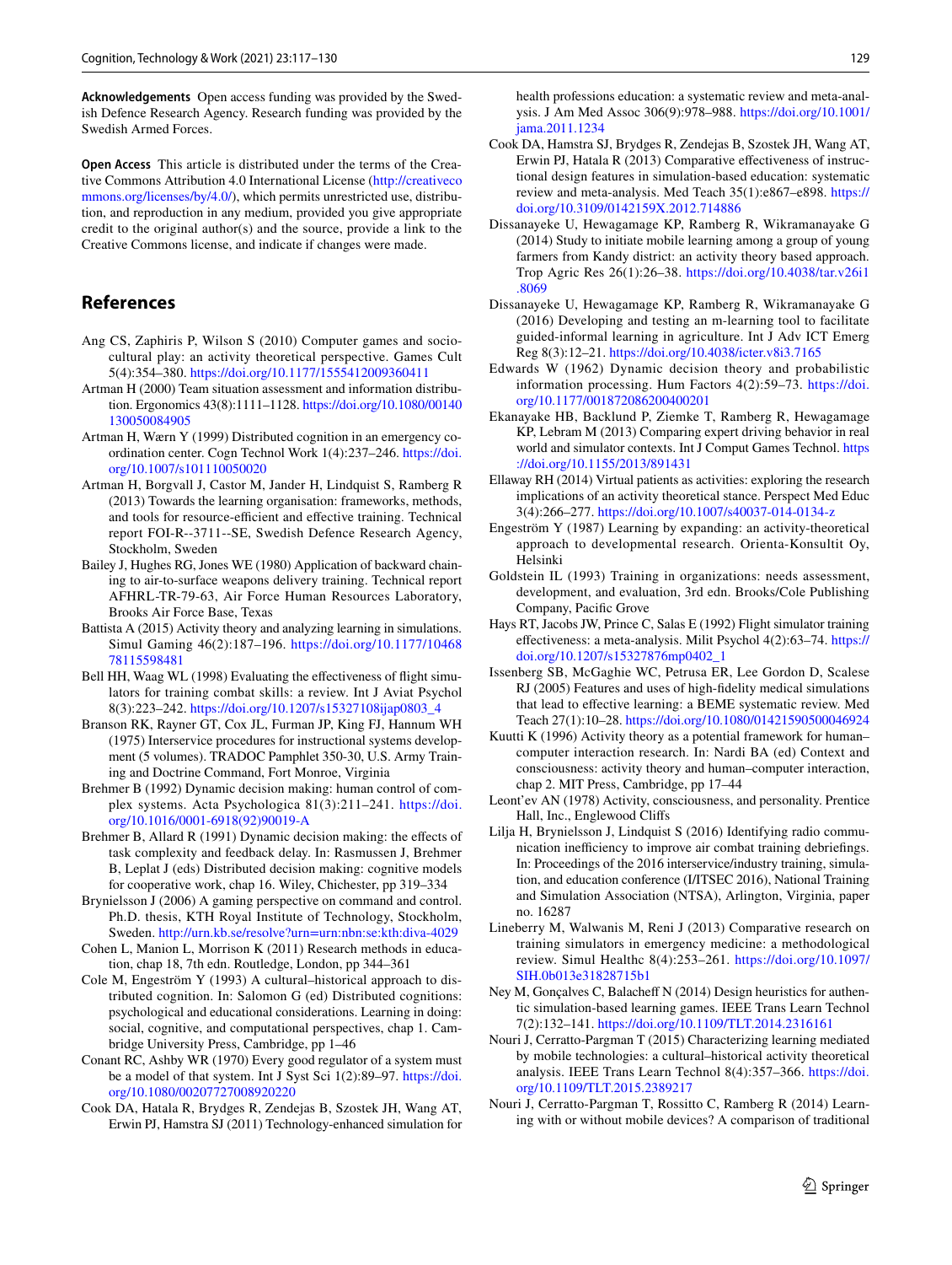**Acknowledgements** Open access funding was provided by the Swedish Defence Research Agency. Research funding was provided by the Swedish Armed Forces.

**Open Access** This article is distributed under the terms of the Creative Commons Attribution 4.0 International License (http://creativecommons.org/licenses/by/4.0/), which permits unrestricted use, distribution, and reproduction in any medium, provided you give appropriate credit to the original author(s) and the source, provide a link to the Creative Commons license, and indicate if changes were made.

## References

Ang CS, Zaphiris P, Wilson S (2010) Computer games and sociocultural play: an activity theoretical perspective. Games Cult 5(4):354–380. https://doi.org/10.1177/1555412009360411

Artman H (2000) Team situation assessment and information distribution. Ergonomics 43(8):1111–1128. https://doi.org/10.1080/00140130050084905

Artman H, Wærn Y (1999) Distributed cognition in an emergency coordination center. Cogn Technol Work 1(4):237–246. https://doi.org/10.1007/s101110050020

Artman H, Borgvall J, Castor M, Jander H, Lindquist S, Ramberg R (2013) Towards the learning organisation: frameworks, methods, and tools for resource-efficient and effective training. Technical report FOI-R--3711--SE, Swedish Defence Research Agency, Stockholm, Sweden

Bailey J, Hughes RG, Jones WE (1980) Application of backward chaining to air-to-surface weapons delivery training. Technical report AFHRL-TR-79-63, Air Force Human Resources Laboratory, Brooks Air Force Base, Texas

Battista A (2015) Activity theory and analyzing learning in simulations. Simul Gaming 46(2):187–196. https://doi.org/10.1177/1046878115598481

Bell HH, Waag WL (1998) Evaluating the effectiveness of flight simulators for training combat skills: a review. Int J Aviat Psychol 8(3):223–242. https://doi.org/10.1207/s15327108ijap0803_4

Branson RK, Rayner GT, Cox JL, Furman JP, King FJ, Hannum WH (1975) Interservice procedures for instructional systems development (5 volumes). TRADOC Pamphlet 350-30, U.S. Army Training and Doctrine Command, Fort Monroe, Virginia

Brehmer B (1992) Dynamic decision making: human control of complex systems. Acta Psychologica 81(3):211–241. https://doi.org/10.1016/0001-6918(92)90019-A

Brehmer B, Allard R (1991) Dynamic decision making: the effects of task complexity and feedback delay. In: Rasmussen J, Brehmer B, Leplat J (eds) Distributed decision making: cognitive models for cooperative work, chap 16. Wiley, Chichester, pp 319–334

Brynielsson J (2006) A gaming perspective on command and control. Ph.D. thesis, KTH Royal Institute of Technology, Stockholm, Sweden. http://urn.kb.se/resolve?urn=urn:nbn:se:kth:diva-4029

Cohen L, Manion L, Morrison K (2011) Research methods in education, chap 18, 7th edn. Routledge, London, pp 344–361

Cole M, Engeström Y (1993) A cultural–historical approach to distributed cognition. In: Salomon G (ed) Distributed cognitions: psychological and educational considerations. Learning in doing: social, cognitive, and computational perspectives, chap 1. Cambridge University Press, Cambridge, pp 1–46

Conant RC, Ashby WR (1970) Every good regulator of a system must be a model of that system. Int J Syst Sci 1(2):89–97. https://doi.org/10.1080/00207727008920220

Cook DA, Hatala R, Brydges R, Zendejas B, Szostek JH, Wang AT, Erwin PJ, Hamstra SJ (2011) Technology-enhanced simulation for health professions education: a systematic review and meta-analysis. J Am Med Assoc 306(9):978–988. https://doi.org/10.1001/jama.2011.1234

Cook DA, Hamstra SJ, Brydges R, Zendejas B, Szostek JH, Wang AT, Erwin PJ, Hatala R (2013) Comparative effectiveness of instructional design features in simulation-based education: systematic review and meta-analysis. Med Teach 35(1):e867–e898. https://doi.org/10.3109/0142159X.2012.714886

Dissanayeke U, Hewagamage KP, Ramberg R, Wikramanayake G (2014) Study to initiate mobile learning among a group of young farmers from Kandy district: an activity theory based approach. Trop Agric Res 26(1):26–38. https://doi.org/10.4038/tar.v26i1.8069

Dissanayeke U, Hewagamage KP, Ramberg R, Wikramanayake G (2016) Developing and testing an m-learning tool to facilitate guided-informal learning in agriculture. Int J Adv ICT Emerg Reg 8(3):12–21. https://doi.org/10.4038/icter.v8i3.7165

Edwards W (1962) Dynamic decision theory and probabilistic information processing. Hum Factors 4(2):59–73. https://doi.org/10.1177/001872086200400201

Ekanayake HB, Backlund P, Ziemke T, Ramberg R, Hewagamage KP, Lebram M (2013) Comparing expert driving behavior in real world and simulator contexts. Int J Comput Games Technol. https://doi.org/10.1155/2013/891431

Ellaway RH (2014) Virtual patients as activities: exploring the research implications of an activity theoretical stance. Perspect Med Educ 3(4):266–277. https://doi.org/10.1007/s40037-014-0134-z

Engeström Y (1987) Learning by expanding: an activity-theoretical approach to developmental research. Orienta-Konsultit Oy, Helsinki

Goldstein IL (1993) Training in organizations: needs assessment, development, and evaluation, 3rd edn. Brooks/Cole Publishing Company, Pacific Grove

Hays RT, Jacobs JW, Prince C, Salas E (1992) Flight simulator training effectiveness: a meta-analysis. Milit Psychol 4(2):63–74. https://doi.org/10.1207/s15327876mp0402_1

Issenberg SB, McGaghie WC, Petrusa ER, Lee Gordon D, Scalese RJ (2005) Features and uses of high-fidelity medical simulations that lead to effective learning: a BEME systematic review. Med Teach 27(1):10–28. https://doi.org/10.1080/01421590500046924

Kuutti K (1996) Activity theory as a potential framework for human–computer interaction research. In: Nardi BA (ed) Context and consciousness: activity theory and human–computer interaction, chap 2. MIT Press, Cambridge, pp 17–44

Leont'ev AN (1978) Activity, consciousness, and personality. Prentice Hall, Inc., Englewood Cliffs

Lilja H, Brynielsson J, Lindquist S (2016) Identifying radio communication inefficiency to improve air combat training debriefings. In: Proceedings of the 2016 interservice/industry training, simulation, and education conference (I/ITSEC 2016), National Training and Simulation Association (NTSA), Arlington, Virginia, paper no. 16287

Lineberry M, Walwanis M, Reni J (2013) Comparative research on training simulators in emergency medicine: a methodological review. Simul Healthc 8(4):253–261. https://doi.org/10.1097/SIH.0b013e31828715b1

Ney M, Gonçalves C, Balacheff N (2014) Design heuristics for authentic simulation-based learning games. IEEE Trans Learn Technol 7(2):132–141. https://doi.org/10.1109/TLT.2014.2316161

Nouri J, Cerratto-Pargman T (2015) Characterizing learning mediated by mobile technologies: a cultural–historical activity theoretical analysis. IEEE Trans Learn Technol 8(4):357–366. https://doi.org/10.1109/TLT.2015.2389217

Nouri J, Cerratto-Pargman T, Rossitto C, Ramberg R (2014) Learning with or without mobile devices? A comparison of traditional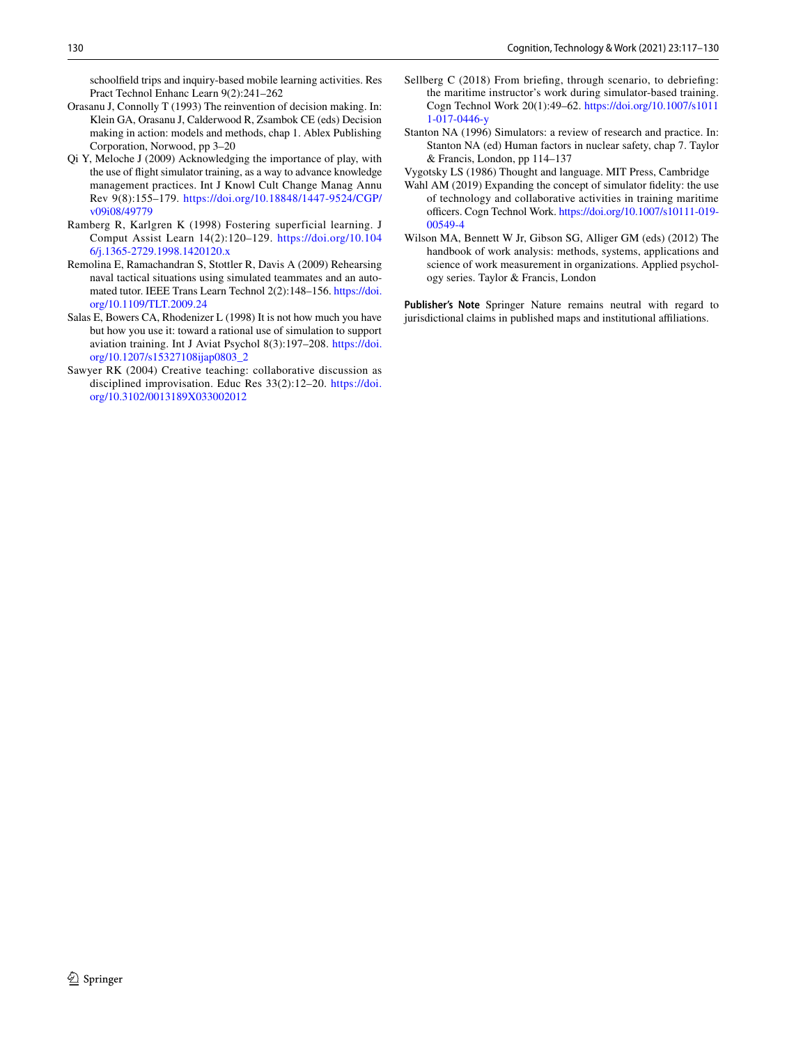schoolfield trips and inquiry-based mobile learning activities. Res Pract Technol Enhanc Learn 9(2):241–262

Orasanu J, Connolly T (1993) The reinvention of decision making. In: Klein GA, Orasanu J, Calderwood R, Zsambok CE (eds) Decision making in action: models and methods, chap 1. Ablex Publishing Corporation, Norwood, pp 3–20

Qi Y, Meloche J (2009) Acknowledging the importance of play, with the use of flight simulator training, as a way to advance knowledge management practices. Int J Knowl Cult Change Manag Annu Rev 9(8):155–179. https://doi.org/10.18848/1447-9524/CGP/v09i08/49779

Ramberg R, Karlgren K (1998) Fostering superficial learning. J Comput Assist Learn 14(2):120–129. https://doi.org/10.1046/j.1365-2729.1998.1420120.x

Remolina E, Ramachandran S, Stottler R, Davis A (2009) Rehearsing naval tactical situations using simulated teammates and an automated tutor. IEEE Trans Learn Technol 2(2):148–156. https://doi.org/10.1109/TLT.2009.24

Salas E, Bowers CA, Rhodenizer L (1998) It is not how much you have but how you use it: toward a rational use of simulation to support aviation training. Int J Aviat Psychol 8(3):197–208. https://doi.org/10.1207/s15327108ijap0803_2

Sawyer RK (2004) Creative teaching: collaborative discussion as disciplined improvisation. Educ Res 33(2):12–20. https://doi.org/10.3102/0013189X033002012

Sellberg C (2018) From briefing, through scenario, to debriefing: the maritime instructor's work during simulator-based training. Cogn Technol Work 20(1):49–62. https://doi.org/10.1007/s10111-017-0446-y

Stanton NA (1996) Simulators: a review of research and practice. In: Stanton NA (ed) Human factors in nuclear safety, chap 7. Taylor & Francis, London, pp 114–137

Vygotsky LS (1986) Thought and language. MIT Press, Cambridge

Wahl AM (2019) Expanding the concept of simulator fidelity: the use of technology and collaborative activities in training maritime officers. Cogn Technol Work. https://doi.org/10.1007/s10111-019-00549-4

Wilson MA, Bennett W Jr, Gibson SG, Alliger GM (eds) (2012) The handbook of work analysis: methods, systems, applications and science of work measurement in organizations. Applied psychology series. Taylor & Francis, London

**Publisher's Note** Springer Nature remains neutral with regard to jurisdictional claims in published maps and institutional affiliations.